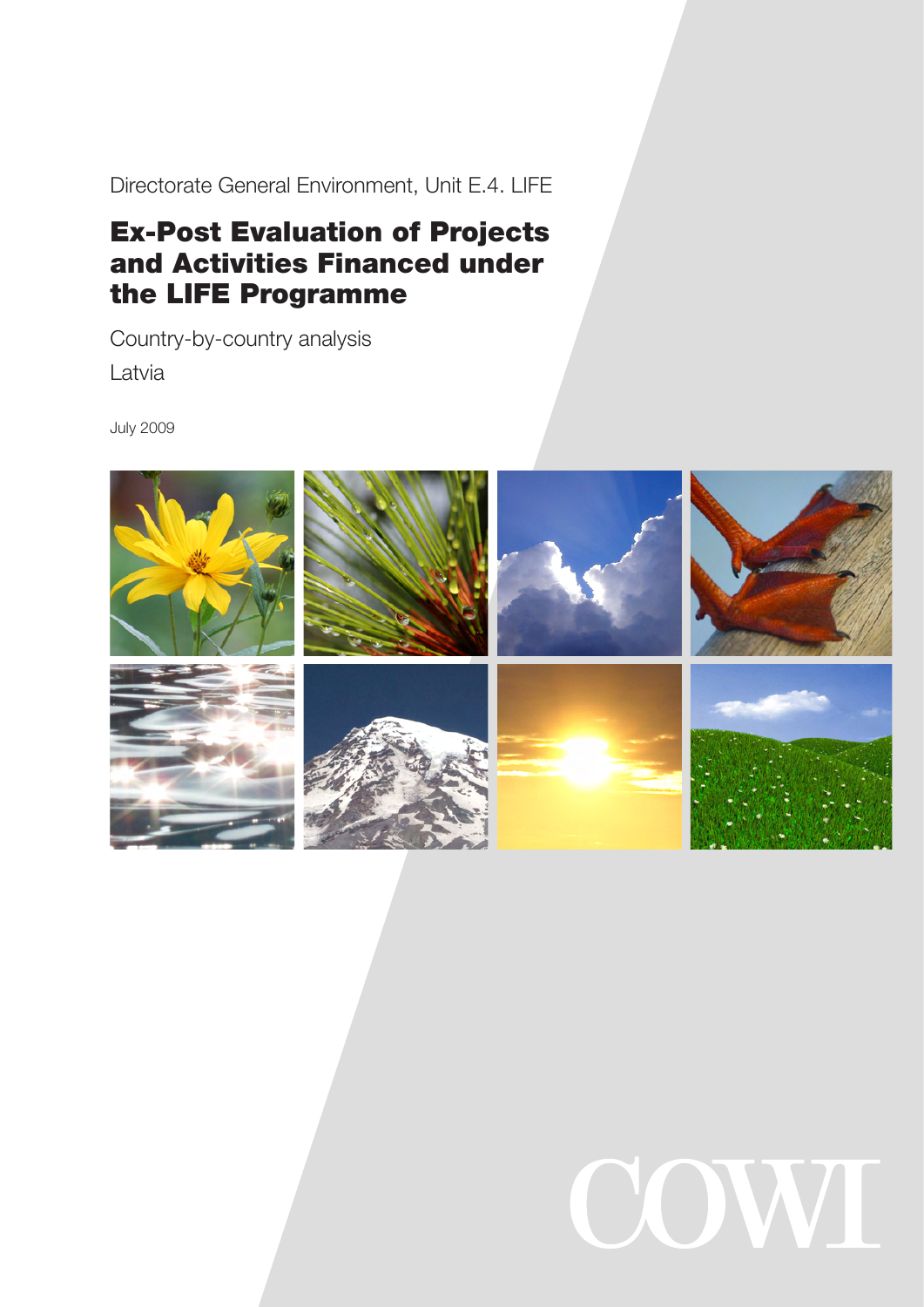Directorate General Environment, Unit E.4. LIFE

# Ex-Post Evaluation of Projects and Activities Financed under the LIFE Programme

Country-by-country analysis

Latvia

July 2009

COWI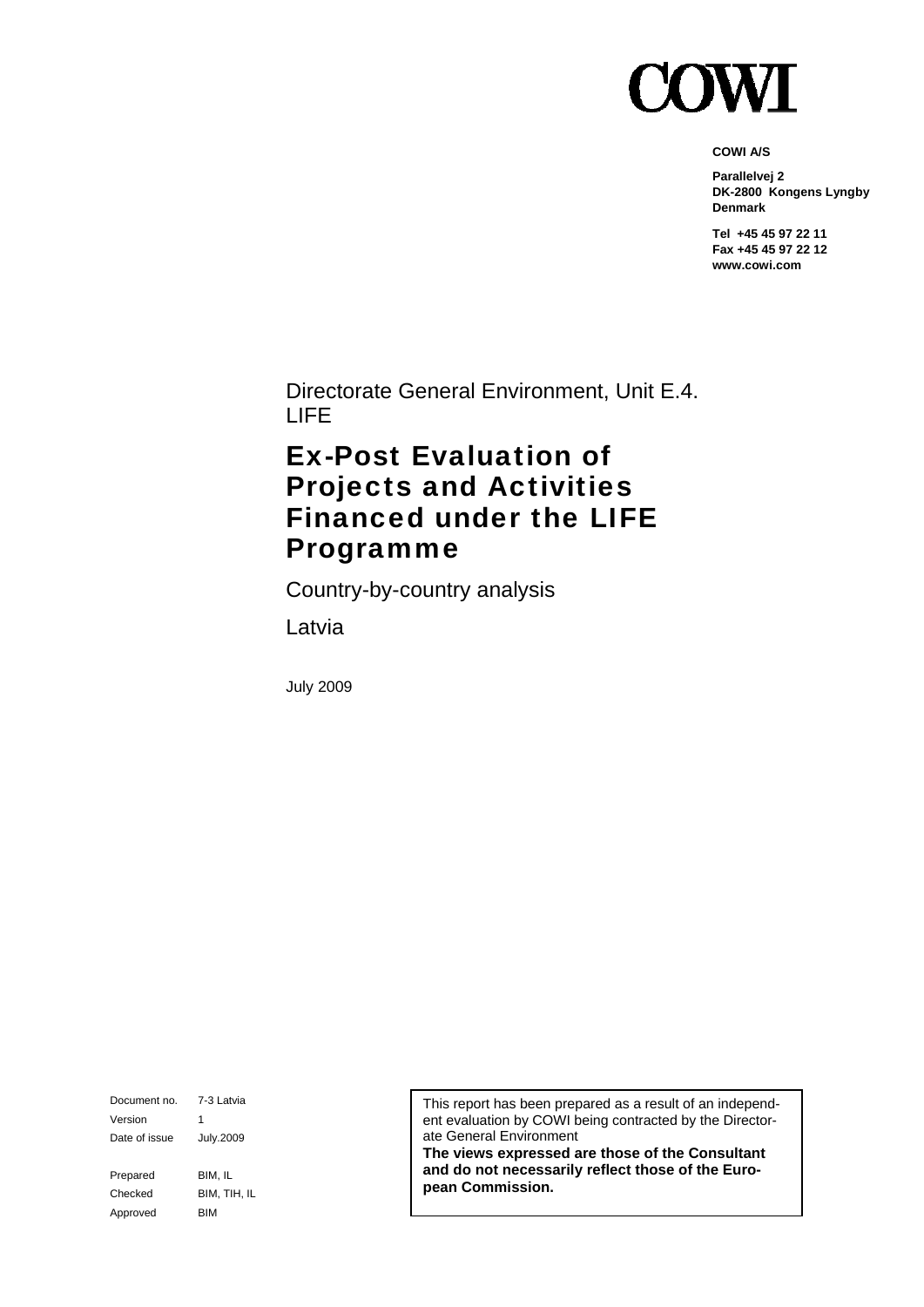COWI

**COWI A/S**

**Parallelvej 2**
**DK-2800 Kongens Lyngby**
**Denmark**

**Tel +45 45 97 22 11**
**Fax +45 45 97 22 12**
**www.cowi.com**

Directorate General Environment, Unit E.4.
LIFE

# Ex-Post Evaluation of Projects and Activities Financed under the LIFE Programme

Country-by-country analysis

Latvia

July 2009

| | |
|---|---|
| Document no. | 7-3 Latvia |
| Version | 1 |
| Date of issue | July.2009 |
| Prepared | BIM, IL |
| Checked | BIM, TIH, IL |
| Approved | BIM |

This report has been prepared as a result of an independent evaluation by COWI being contracted by the Directorate General Environment
**The views expressed are those of the Consultant and do not necessarily reflect those of the European Commission.**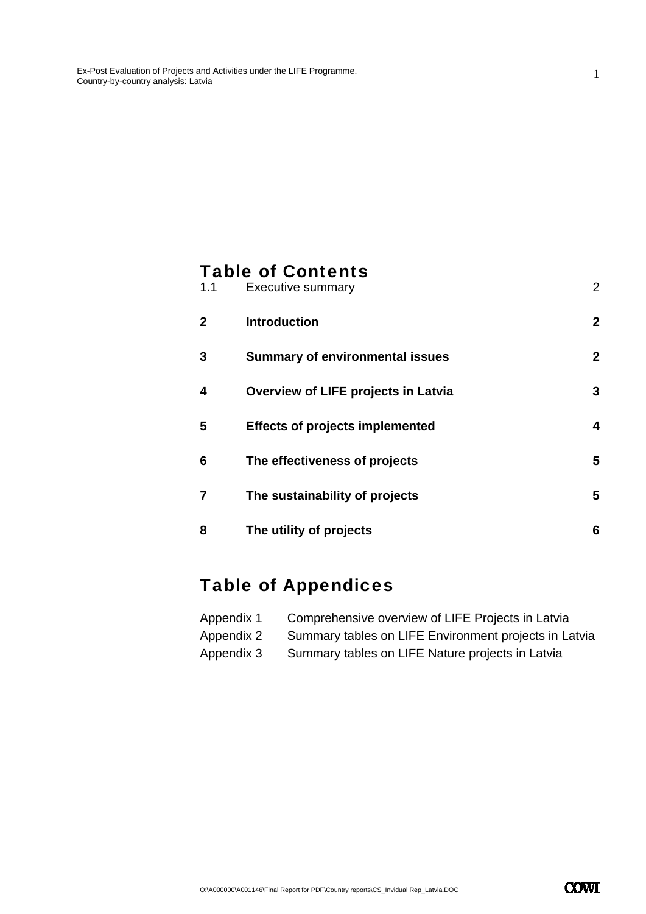# Table of Contents

| | | |
|---|---|---|
| 1.1 | Executive summary | 2 |
| **2** | **Introduction** | **2** |
| **3** | **Summary of environmental issues** | **2** |
| **4** | **Overview of LIFE projects in Latvia** | **3** |
| **5** | **Effects of projects implemented** | **4** |
| **6** | **The effectiveness of projects** | **5** |
| **7** | **The sustainability of projects** | **5** |
| **8** | **The utility of projects** | **6** |

# Table of Appendices

| | |
|---|---|
| Appendix 1 | Comprehensive overview of LIFE Projects in Latvia |
| Appendix 2 | Summary tables on LIFE Environment projects in Latvia |
| Appendix 3 | Summary tables on LIFE Nature projects in Latvia |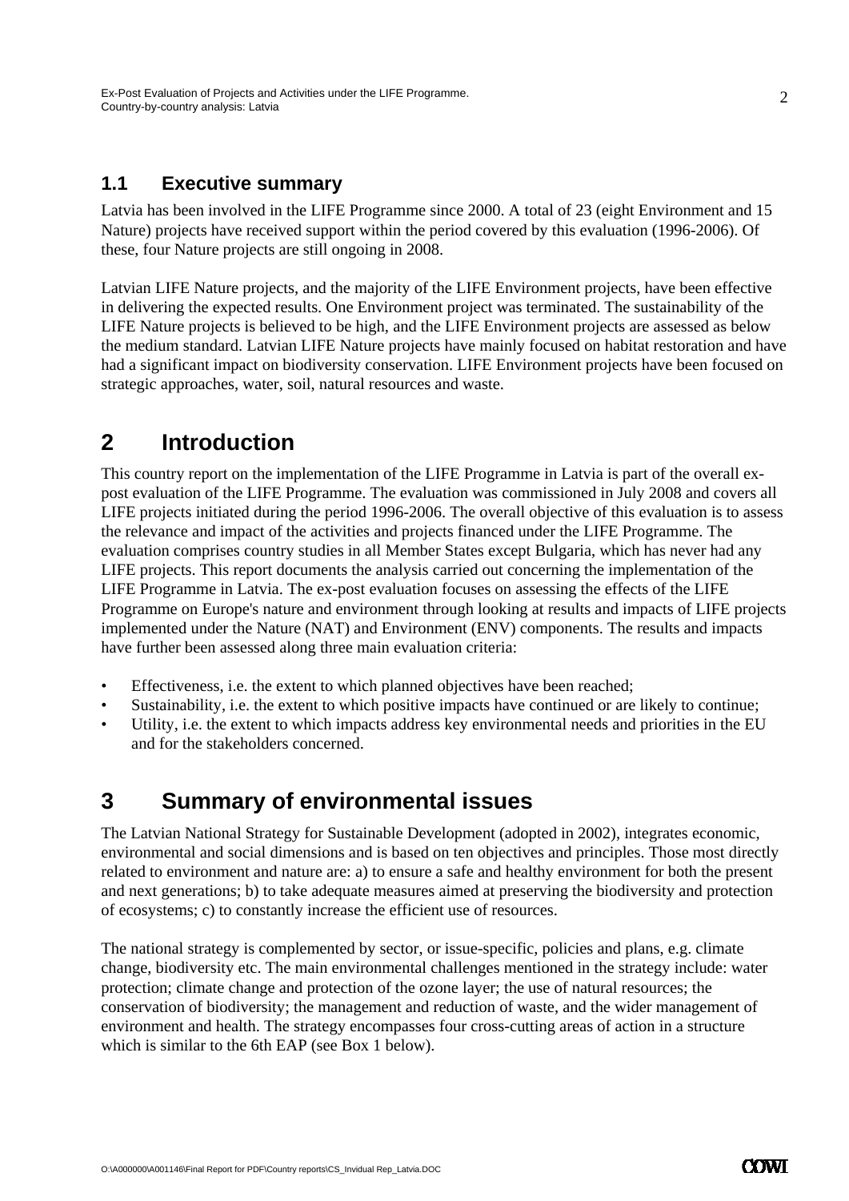## 1.1 Executive summary

Latvia has been involved in the LIFE Programme since 2000. A total of 23 (eight Environment and 15 Nature) projects have received support within the period covered by this evaluation (1996-2006). Of these, four Nature projects are still ongoing in 2008.

Latvian LIFE Nature projects, and the majority of the LIFE Environment projects, have been effective in delivering the expected results. One Environment project was terminated. The sustainability of the LIFE Nature projects is believed to be high, and the LIFE Environment projects are assessed as below the medium standard. Latvian LIFE Nature projects have mainly focused on habitat restoration and have had a significant impact on biodiversity conservation. LIFE Environment projects have been focused on strategic approaches, water, soil, natural resources and waste.

# 2 Introduction

This country report on the implementation of the LIFE Programme in Latvia is part of the overall ex-post evaluation of the LIFE Programme. The evaluation was commissioned in July 2008 and covers all LIFE projects initiated during the period 1996-2006. The overall objective of this evaluation is to assess the relevance and impact of the activities and projects financed under the LIFE Programme. The evaluation comprises country studies in all Member States except Bulgaria, which has never had any LIFE projects. This report documents the analysis carried out concerning the implementation of the LIFE Programme in Latvia. The ex-post evaluation focuses on assessing the effects of the LIFE Programme on Europe's nature and environment through looking at results and impacts of LIFE projects implemented under the Nature (NAT) and Environment (ENV) components. The results and impacts have further been assessed along three main evaluation criteria:

- Effectiveness, i.e. the extent to which planned objectives have been reached;
- Sustainability, i.e. the extent to which positive impacts have continued or are likely to continue;
- Utility, i.e. the extent to which impacts address key environmental needs and priorities in the EU and for the stakeholders concerned.

# 3 Summary of environmental issues

The Latvian National Strategy for Sustainable Development (adopted in 2002), integrates economic, environmental and social dimensions and is based on ten objectives and principles. Those most directly related to environment and nature are: a) to ensure a safe and healthy environment for both the present and next generations; b) to take adequate measures aimed at preserving the biodiversity and protection of ecosystems; c) to constantly increase the efficient use of resources.

The national strategy is complemented by sector, or issue-specific, policies and plans, e.g. climate change, biodiversity etc. The main environmental challenges mentioned in the strategy include: water protection; climate change and protection of the ozone layer; the use of natural resources; the conservation of biodiversity; the management and reduction of waste, and the wider management of environment and health. The strategy encompasses four cross-cutting areas of action in a structure which is similar to the 6th EAP (see Box 1 below).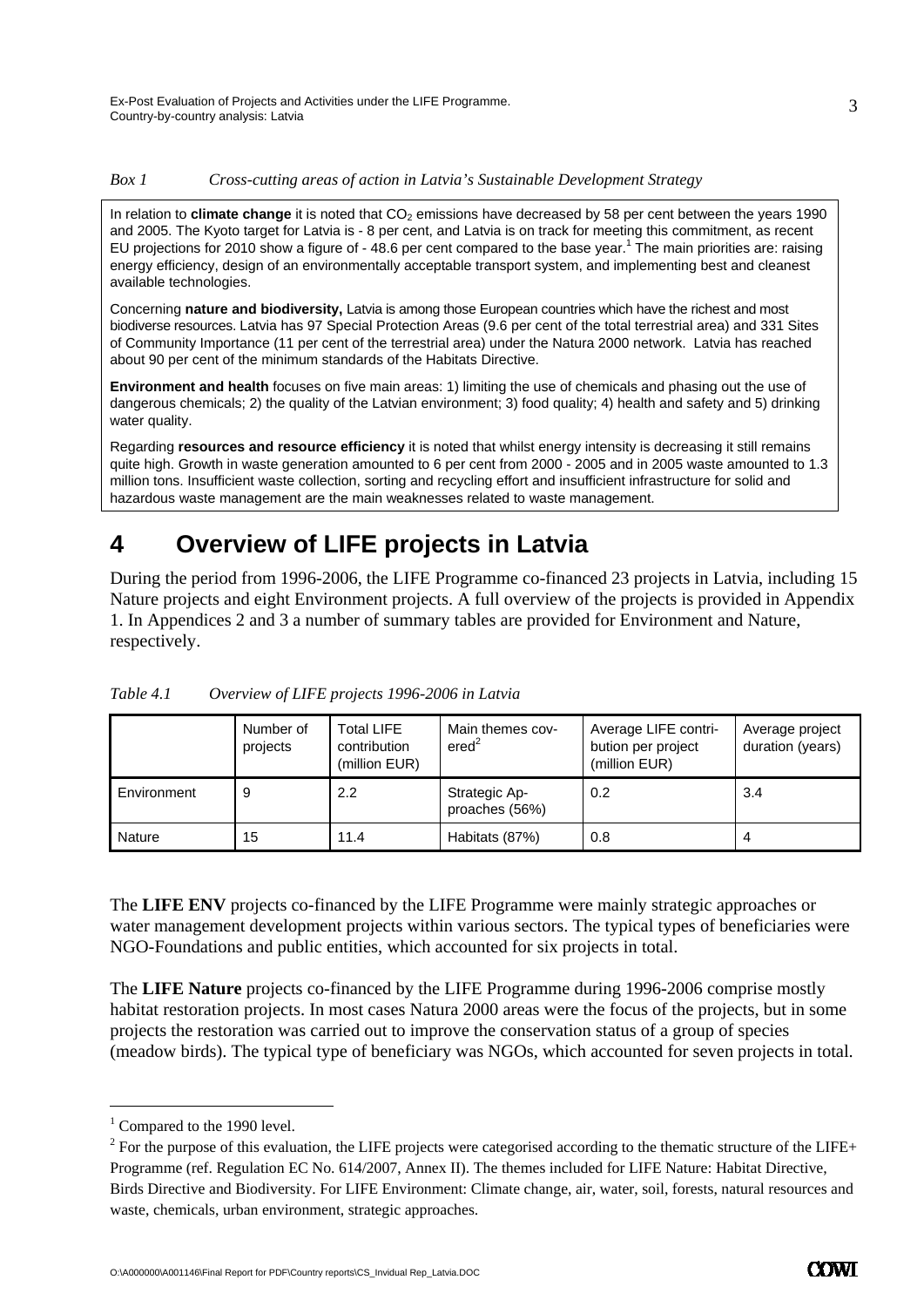*Box 1 Cross-cutting areas of action in Latvia's Sustainable Development Strategy*

In relation to **climate change** it is noted that $CO_2$ emissions have decreased by 58 per cent between the years 1990 and 2005. The Kyoto target for Latvia is - 8 per cent, and Latvia is on track for meeting this commitment, as recent EU projections for 2010 show a figure of - 48.6 per cent compared to the base year.[1] The main priorities are: raising energy efficiency, design of an environmentally acceptable transport system, and implementing best and cleanest available technologies.

Concerning **nature and biodiversity,** Latvia is among those European countries which have the richest and most biodiverse resources. Latvia has 97 Special Protection Areas (9.6 per cent of the total terrestrial area) and 331 Sites of Community Importance (11 per cent of the terrestrial area) under the Natura 2000 network. Latvia has reached about 90 per cent of the minimum standards of the Habitats Directive.

**Environment and health** focuses on five main areas: 1) limiting the use of chemicals and phasing out the use of dangerous chemicals; 2) the quality of the Latvian environment; 3) food quality; 4) health and safety and 5) drinking water quality.

Regarding **resources and resource efficiency** it is noted that whilst energy intensity is decreasing it still remains quite high. Growth in waste generation amounted to 6 per cent from 2000 - 2005 and in 2005 waste amounted to 1.3 million tons. Insufficient waste collection, sorting and recycling effort and insufficient infrastructure for solid and hazardous waste management are the main weaknesses related to waste management.

# 4 Overview of LIFE projects in Latvia

During the period from 1996-2006, the LIFE Programme co-financed 23 projects in Latvia, including 15 Nature projects and eight Environment projects. A full overview of the projects is provided in Appendix 1. In Appendices 2 and 3 a number of summary tables are provided for Environment and Nature, respectively.

*Table 4.1 Overview of LIFE projects 1996-2006 in Latvia*

| | Number of projects | Total LIFE contribution (million EUR) | Main themes covered[2] | Average LIFE contribution per project (million EUR) | Average project duration (years) |
|---|---|---|---|---|---|
| Environment | 9 | 2.2 | Strategic Approaches (56%) | 0.2 | 3.4 |
| Nature | 15 | 11.4 | Habitats (87%) | 0.8 | 4 |

The **LIFE ENV** projects co-financed by the LIFE Programme were mainly strategic approaches or water management development projects within various sectors. The typical types of beneficiaries were NGO-Foundations and public entities, which accounted for six projects in total.

The **LIFE Nature** projects co-financed by the LIFE Programme during 1996-2006 comprise mostly habitat restoration projects. In most cases Natura 2000 areas were the focus of the projects, but in some projects the restoration was carried out to improve the conservation status of a group of species (meadow birds). The typical type of beneficiary was NGOs, which accounted for seven projects in total.

---

[1] Compared to the 1990 level.

[2] For the purpose of this evaluation, the LIFE projects were categorised according to the thematic structure of the LIFE+ Programme (ref. Regulation EC No. 614/2007, Annex II). The themes included for LIFE Nature: Habitat Directive, Birds Directive and Biodiversity. For LIFE Environment: Climate change, air, water, soil, forests, natural resources and waste, chemicals, urban environment, strategic approaches.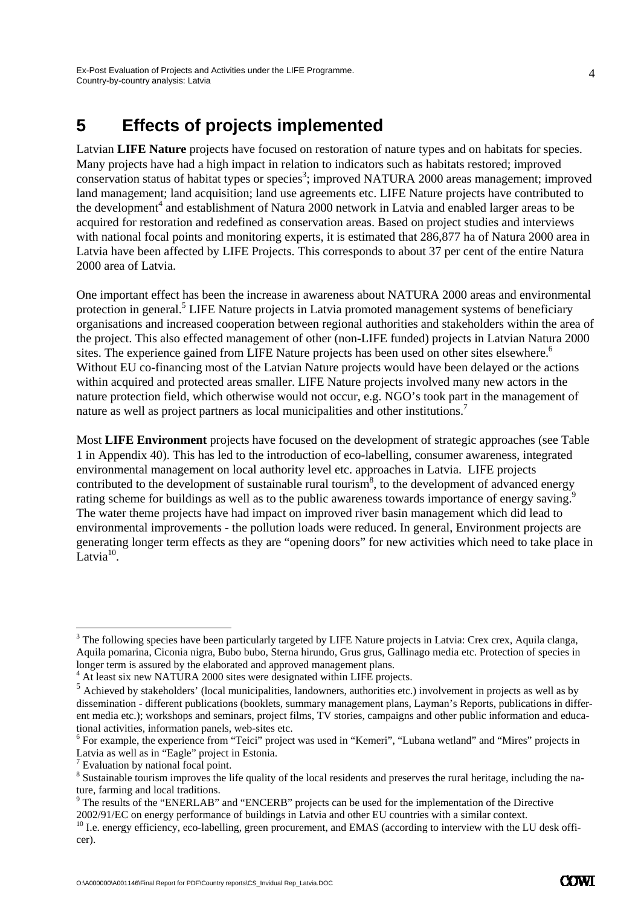# 5 Effects of projects implemented

Latvian **LIFE Nature** projects have focused on restoration of nature types and on habitats for species. Many projects have had a high impact in relation to indicators such as habitats restored; improved conservation status of habitat types or species[3]; improved NATURA 2000 areas management; improved land management; land acquisition; land use agreements etc. LIFE Nature projects have contributed to the development[4] and establishment of Natura 2000 network in Latvia and enabled larger areas to be acquired for restoration and redefined as conservation areas. Based on project studies and interviews with national focal points and monitoring experts, it is estimated that 286,877 ha of Natura 2000 area in Latvia have been affected by LIFE Projects. This corresponds to about 37 per cent of the entire Natura 2000 area of Latvia.

One important effect has been the increase in awareness about NATURA 2000 areas and environmental protection in general.[5] LIFE Nature projects in Latvia promoted management systems of beneficiary organisations and increased cooperation between regional authorities and stakeholders within the area of the project. This also effected management of other (non-LIFE funded) projects in Latvian Natura 2000 sites. The experience gained from LIFE Nature projects has been used on other sites elsewhere.[6] Without EU co-financing most of the Latvian Nature projects would have been delayed or the actions within acquired and protected areas smaller. LIFE Nature projects involved many new actors in the nature protection field, which otherwise would not occur, e.g. NGO's took part in the management of nature as well as project partners as local municipalities and other institutions.[7]

Most **LIFE Environment** projects have focused on the development of strategic approaches (see Table 1 in Appendix 40). This has led to the introduction of eco-labelling, consumer awareness, integrated environmental management on local authority level etc. approaches in Latvia. LIFE projects contributed to the development of sustainable rural tourism[8], to the development of advanced energy rating scheme for buildings as well as to the public awareness towards importance of energy saving.[9] The water theme projects have had impact on improved river basin management which did lead to environmental improvements - the pollution loads were reduced. In general, Environment projects are generating longer term effects as they are "opening doors" for new activities which need to take place in Latvia[10].

---

[3] The following species have been particularly targeted by LIFE Nature projects in Latvia: Crex crex, Aquila clanga, Aquila pomarina, Ciconia nigra, Bubo bubo, Sterna hirundo, Grus grus, Gallinago media etc. Protection of species in longer term is assured by the elaborated and approved management plans.

[4] At least six new NATURA 2000 sites were designated within LIFE projects.

[5] Achieved by stakeholders' (local municipalities, landowners, authorities etc.) involvement in projects as well as by dissemination - different publications (booklets, summary management plans, Layman's Reports, publications in different media etc.); workshops and seminars, project films, TV stories, campaigns and other public information and educational activities, information panels, web-sites etc.

[6] For example, the experience from "Teici" project was used in "Kemeri", "Lubana wetland" and "Mires" projects in Latvia as well as in "Eagle" project in Estonia.

[7] Evaluation by national focal point.

[8] Sustainable tourism improves the life quality of the local residents and preserves the rural heritage, including the nature, farming and local traditions.

[9] The results of the "ENERLAB" and "ENCERB" projects can be used for the implementation of the Directive 2002/91/EC on energy performance of buildings in Latvia and other EU countries with a similar context.

[10] I.e. energy efficiency, eco-labelling, green procurement, and EMAS (according to interview with the LU desk officer).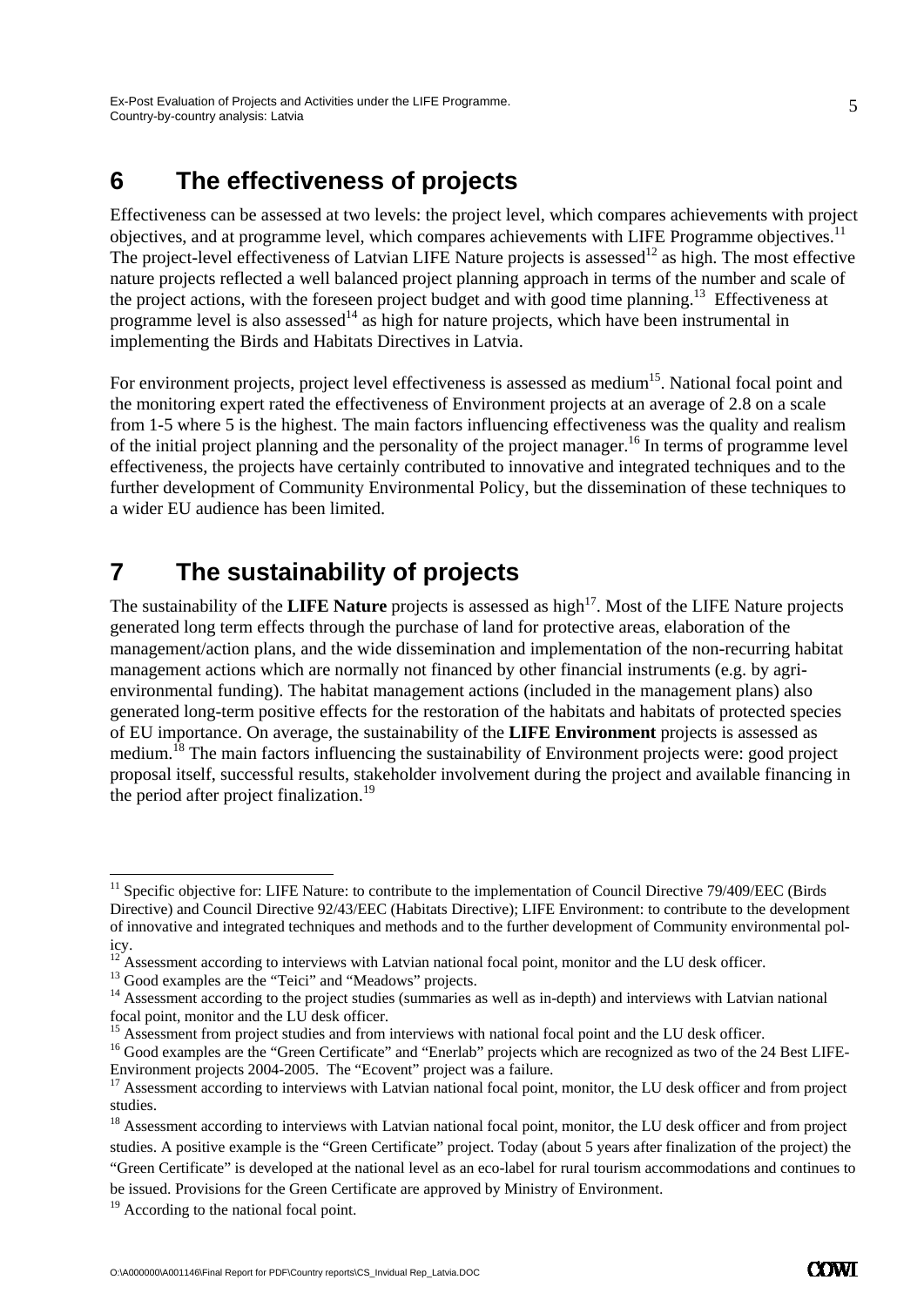# 6 The effectiveness of projects

Effectiveness can be assessed at two levels: the project level, which compares achievements with project objectives, and at programme level, which compares achievements with LIFE Programme objectives.[11] The project-level effectiveness of Latvian LIFE Nature projects is assessed[12] as high. The most effective nature projects reflected a well balanced project planning approach in terms of the number and scale of the project actions, with the foreseen project budget and with good time planning.[13] Effectiveness at programme level is also assessed[14] as high for nature projects, which have been instrumental in implementing the Birds and Habitats Directives in Latvia.

For environment projects, project level effectiveness is assessed as medium[15]. National focal point and the monitoring expert rated the effectiveness of Environment projects at an average of 2.8 on a scale from 1-5 where 5 is the highest. The main factors influencing effectiveness was the quality and realism of the initial project planning and the personality of the project manager.[16] In terms of programme level effectiveness, the projects have certainly contributed to innovative and integrated techniques and to the further development of Community Environmental Policy, but the dissemination of these techniques to a wider EU audience has been limited.

# 7 The sustainability of projects

The sustainability of the **LIFE Nature** projects is assessed as high[17]. Most of the LIFE Nature projects generated long term effects through the purchase of land for protective areas, elaboration of the management/action plans, and the wide dissemination and implementation of the non-recurring habitat management actions which are normally not financed by other financial instruments (e.g. by agri-environmental funding). The habitat management actions (included in the management plans) also generated long-term positive effects for the restoration of the habitats and habitats of protected species of EU importance. On average, the sustainability of the **LIFE Environment** projects is assessed as medium.[18] The main factors influencing the sustainability of Environment projects were: good project proposal itself, successful results, stakeholder involvement during the project and available financing in the period after project finalization.[19]

---

[11] Specific objective for: LIFE Nature: to contribute to the implementation of Council Directive 79/409/EEC (Birds Directive) and Council Directive 92/43/EEC (Habitats Directive); LIFE Environment: to contribute to the development of innovative and integrated techniques and methods and to the further development of Community environmental policy.

[12] Assessment according to interviews with Latvian national focal point, monitor and the LU desk officer.

[13] Good examples are the "Teici" and "Meadows" projects.

[14] Assessment according to the project studies (summaries as well as in-depth) and interviews with Latvian national focal point, monitor and the LU desk officer.

[15] Assessment from project studies and from interviews with national focal point and the LU desk officer.

[16] Good examples are the "Green Certificate" and "Enerlab" projects which are recognized as two of the 24 Best LIFE-Environment projects 2004-2005. The "Ecovent" project was a failure.

[17] Assessment according to interviews with Latvian national focal point, monitor, the LU desk officer and from project studies.

[18] Assessment according to interviews with Latvian national focal point, monitor, the LU desk officer and from project studies. A positive example is the "Green Certificate" project. Today (about 5 years after finalization of the project) the "Green Certificate" is developed at the national level as an eco-label for rural tourism accommodations and continues to be issued. Provisions for the Green Certificate are approved by Ministry of Environment.

[19] According to the national focal point.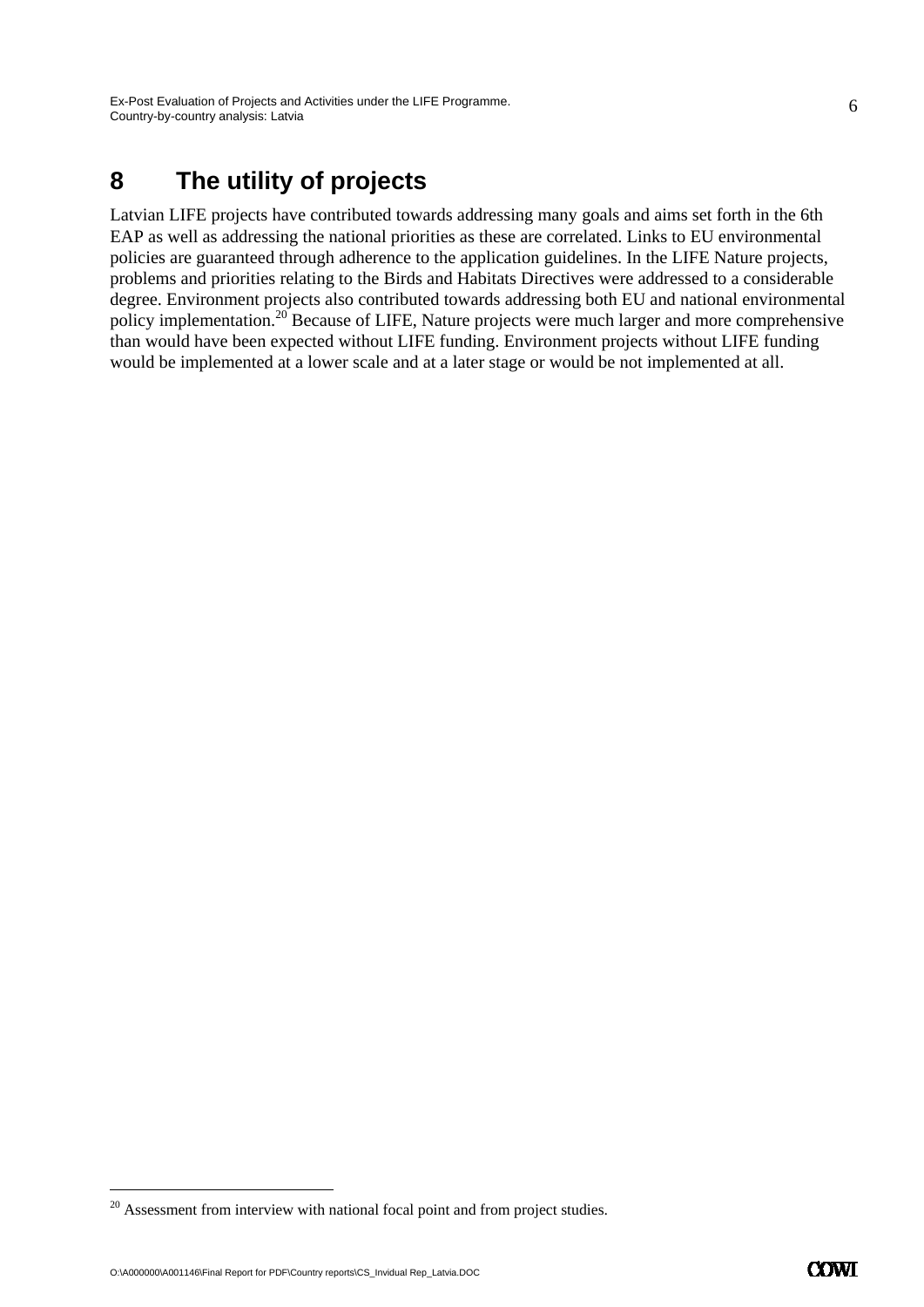# 8 The utility of projects

Latvian LIFE projects have contributed towards addressing many goals and aims set forth in the 6th EAP as well as addressing the national priorities as these are correlated. Links to EU environmental policies are guaranteed through adherence to the application guidelines. In the LIFE Nature projects, problems and priorities relating to the Birds and Habitats Directives were addressed to a considerable degree. Environment projects also contributed towards addressing both EU and national environmental policy implementation.[20] Because of LIFE, Nature projects were much larger and more comprehensive than would have been expected without LIFE funding. Environment projects without LIFE funding would be implemented at a lower scale and at a later stage or would be not implemented at all.

[20] Assessment from interview with national focal point and from project studies.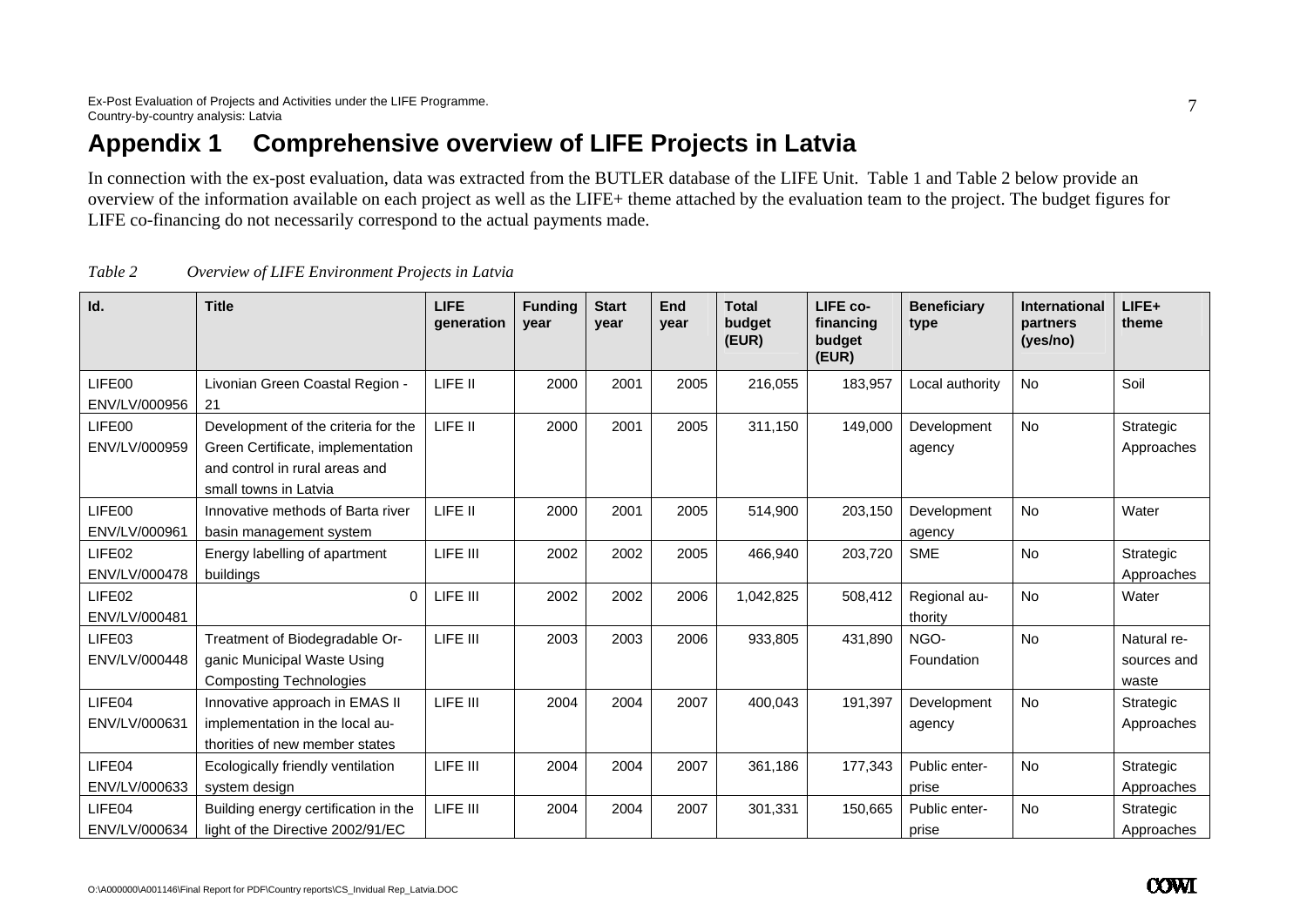# Appendix 1 Comprehensive overview of LIFE Projects in Latvia

In connection with the ex-post evaluation, data was extracted from the BUTLER database of the LIFE Unit. Table 1 and Table 2 below provide an overview of the information available on each project as well as the LIFE+ theme attached by the evaluation team to the project. The budget figures for LIFE co-financing do not necessarily correspond to the actual payments made.

*Table 2 Overview of LIFE Environment Projects in Latvia*

| Id. | Title | LIFE generation | Funding year | Start year | End year | Total budget (EUR) | LIFE co-financing budget (EUR) | Beneficiary type | International partners (yes/no) | LIFE+ theme |
|---|---|---|---|---|---|---|---|---|---|---|
| LIFE00 ENV/LV/000956 | Livonian Green Coastal Region - 21 | LIFE II | 2000 | 2001 | 2005 | 216,055 | 183,957 | Local authority | No | Soil |
| LIFE00 ENV/LV/000959 | Development of the criteria for the Green Certificate, implementation and control in rural areas and small towns in Latvia | LIFE II | 2000 | 2001 | 2005 | 311,150 | 149,000 | Development agency | No | Strategic Approaches |
| LIFE00 ENV/LV/000961 | Innovative methods of Barta river basin management system | LIFE II | 2000 | 2001 | 2005 | 514,900 | 203,150 | Development agency | No | Water |
| LIFE02 ENV/LV/000478 | Energy labelling of apartment buildings | LIFE III | 2002 | 2002 | 2005 | 466,940 | 203,720 | SME | No | Strategic Approaches |
| LIFE02 ENV/LV/000481 | 0 | LIFE III | 2002 | 2002 | 2006 | 1,042,825 | 508,412 | Regional authority | No | Water |
| LIFE03 ENV/LV/000448 | Treatment of Biodegradable Organic Municipal Waste Using Composting Technologies | LIFE III | 2003 | 2003 | 2006 | 933,805 | 431,890 | NGO-Foundation | No | Natural resources and waste |
| LIFE04 ENV/LV/000631 | Innovative approach in EMAS II implementation in the local authorities of new member states | LIFE III | 2004 | 2004 | 2007 | 400,043 | 191,397 | Development agency | No | Strategic Approaches |
| LIFE04 ENV/LV/000633 | Ecologically friendly ventilation system design | LIFE III | 2004 | 2004 | 2007 | 361,186 | 177,343 | Public enterprise | No | Strategic Approaches |
| LIFE04 ENV/LV/000634 | Building energy certification in the light of the Directive 2002/91/EC | LIFE III | 2004 | 2004 | 2007 | 301,331 | 150,665 | Public enterprise | No | Strategic Approaches |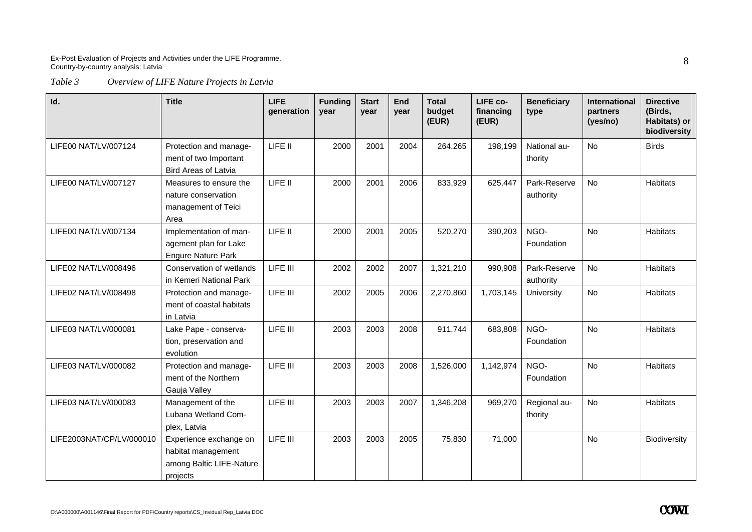*Table 3 Overview of LIFE Nature Projects in Latvia*

| Id. | Title | LIFE generation | Funding year | Start year | End year | Total budget (EUR) | LIFE co-financing (EUR) | Beneficiary type | International partners (yes/no) | Directive (Birds, Habitats) or biodiversity |
|---|---|---|---|---|---|---|---|---|---|---|
| LIFE00 NAT/LV/007124 | Protection and management of two Important Bird Areas of Latvia | LIFE II | 2000 | 2001 | 2004 | 264,265 | 198,199 | National authority | No | Birds |
| LIFE00 NAT/LV/007127 | Measures to ensure the nature conservation management of Teici Area | LIFE II | 2000 | 2001 | 2006 | 833,929 | 625,447 | Park-Reserve authority | No | Habitats |
| LIFE00 NAT/LV/007134 | Implementation of management plan for Lake Engure Nature Park | LIFE II | 2000 | 2001 | 2005 | 520,270 | 390,203 | NGO-Foundation | No | Habitats |
| LIFE02 NAT/LV/008496 | Conservation of wetlands in Kemeri National Park | LIFE III | 2002 | 2002 | 2007 | 1,321,210 | 990,908 | Park-Reserve authority | No | Habitats |
| LIFE02 NAT/LV/008498 | Protection and management of coastal habitats in Latvia | LIFE III | 2002 | 2005 | 2006 | 2,270,860 | 1,703,145 | University | No | Habitats |
| LIFE03 NAT/LV/000081 | Lake Pape - conservation, preservation and evolution | LIFE III | 2003 | 2003 | 2008 | 911,744 | 683,808 | NGO-Foundation | No | Habitats |
| LIFE03 NAT/LV/000082 | Protection and management of the Northern Gauja Valley | LIFE III | 2003 | 2003 | 2008 | 1,526,000 | 1,142,974 | NGO-Foundation | No | Habitats |
| LIFE03 NAT/LV/000083 | Management of the Lubana Wetland Complex, Latvia | LIFE III | 2003 | 2003 | 2007 | 1,346,208 | 969,270 | Regional authority | No | Habitats |
| LIFE2003NAT/CP/LV/000010 | Experience exchange on habitat management among Baltic LIFE-Nature projects | LIFE III | 2003 | 2003 | 2005 | 75,830 | 71,000 | | No | Biodiversity |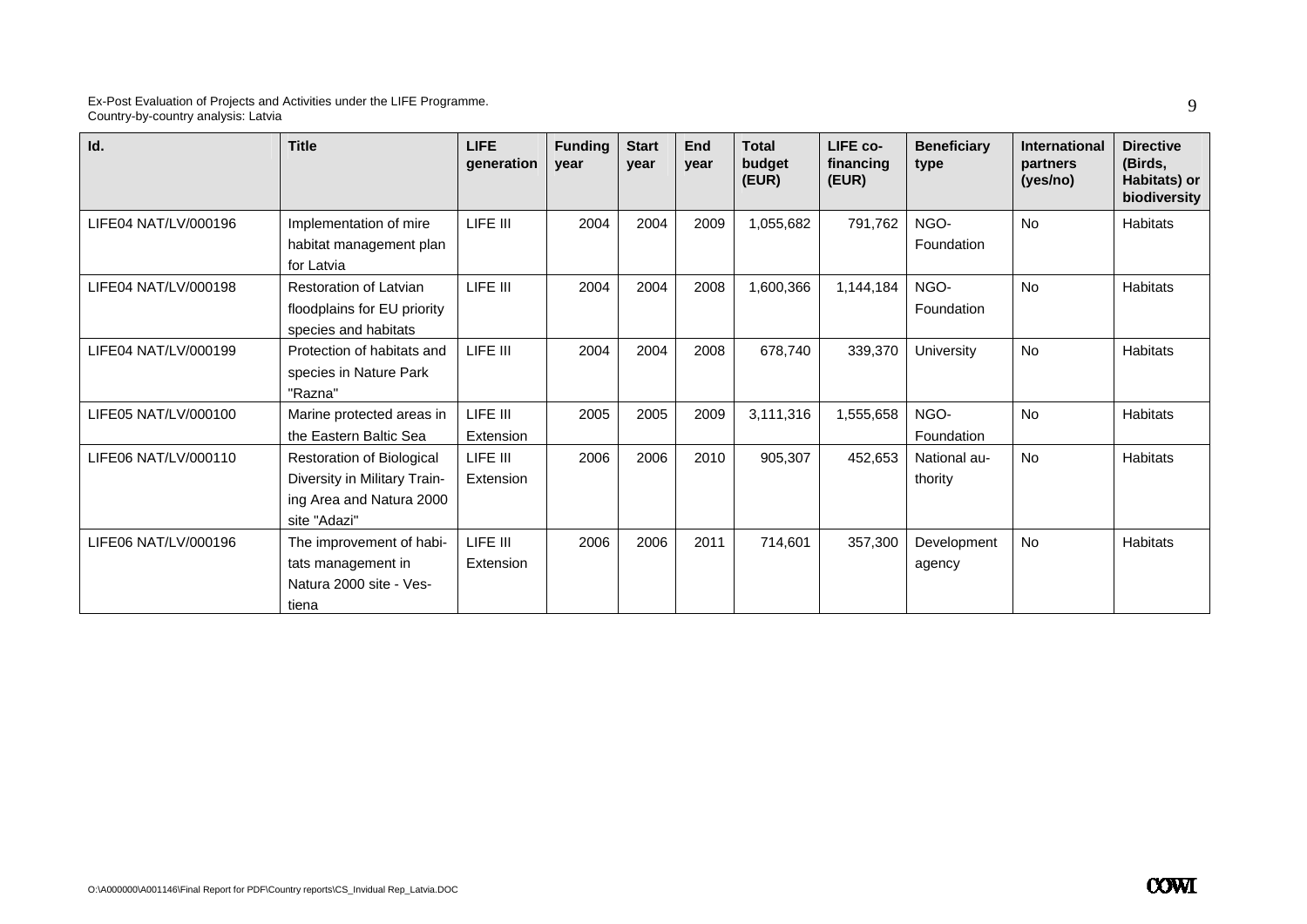| Id. | Title | LIFE generation | Funding year | Start year | End year | Total budget (EUR) | LIFE co-financing (EUR) | Beneficiary type | International partners (yes/no) | Directive (Birds, Habitats) or biodiversity |
|---|---|---|---|---|---|---|---|---|---|---|
| LIFE04 NAT/LV/000196 | Implementation of mire habitat management plan for Latvia | LIFE III | 2004 | 2004 | 2009 | 1,055,682 | 791,762 | NGO-Foundation | No | Habitats |
| LIFE04 NAT/LV/000198 | Restoration of Latvian floodplains for EU priority species and habitats | LIFE III | 2004 | 2004 | 2008 | 1,600,366 | 1,144,184 | NGO-Foundation | No | Habitats |
| LIFE04 NAT/LV/000199 | Protection of habitats and species in Nature Park "Razna" | LIFE III | 2004 | 2004 | 2008 | 678,740 | 339,370 | University | No | Habitats |
| LIFE05 NAT/LV/000100 | Marine protected areas in the Eastern Baltic Sea | LIFE III Extension | 2005 | 2005 | 2009 | 3,111,316 | 1,555,658 | NGO-Foundation | No | Habitats |
| LIFE06 NAT/LV/000110 | Restoration of Biological Diversity in Military Training Area and Natura 2000 site "Adazi" | LIFE III Extension | 2006 | 2006 | 2010 | 905,307 | 452,653 | National authority | No | Habitats |
| LIFE06 NAT/LV/000196 | The improvement of habitats management in Natura 2000 site - Vestiena | LIFE III Extension | 2006 | 2006 | 2011 | 714,601 | 357,300 | Development agency | No | Habitats |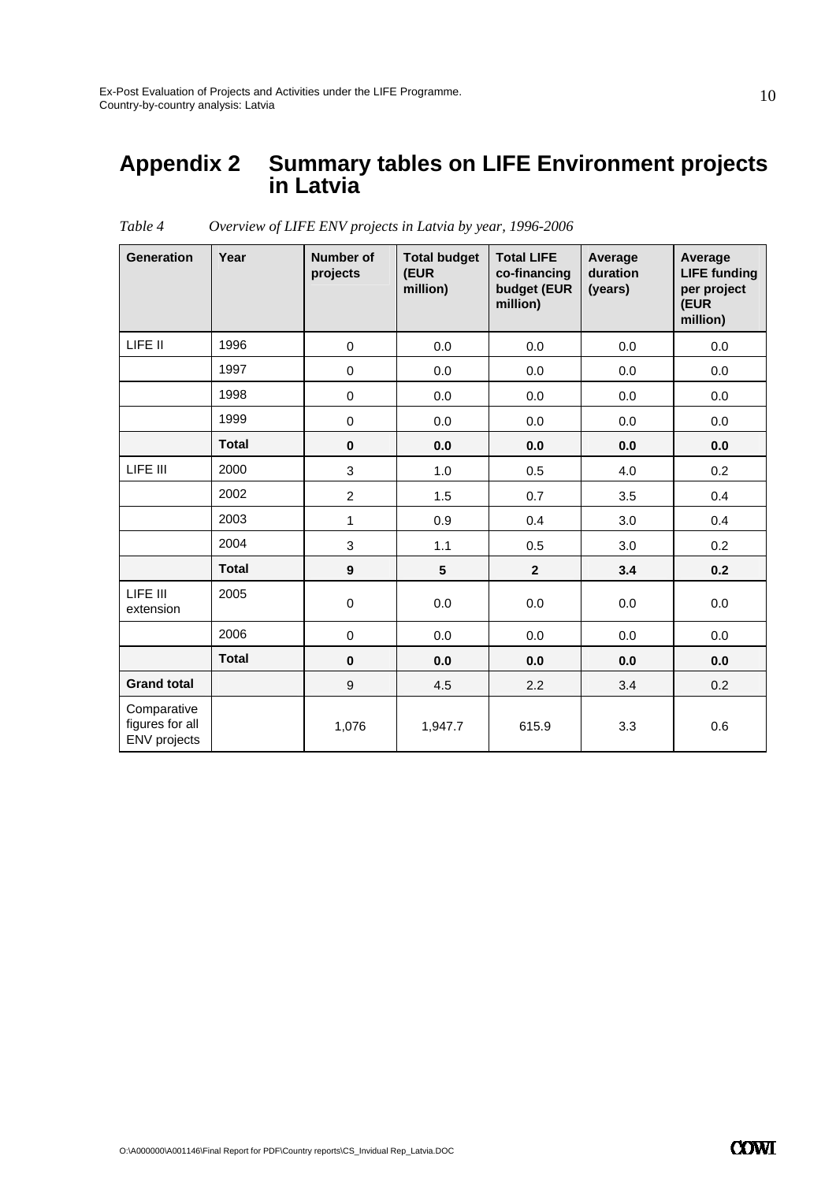# Appendix 2 Summary tables on LIFE Environment projects in Latvia

*Table 4 Overview of LIFE ENV projects in Latvia by year, 1996-2006*

| Generation | Year | Number of projects | Total budget (EUR million) | Total LIFE co-financing budget (EUR million) | Average duration (years) | Average LIFE funding per project (EUR million) |
|---|---|---|---|---|---|---|
| LIFE II | 1996 | 0 | 0.0 | 0.0 | 0.0 | 0.0 |
| | 1997 | 0 | 0.0 | 0.0 | 0.0 | 0.0 |
| | 1998 | 0 | 0.0 | 0.0 | 0.0 | 0.0 |
| | 1999 | 0 | 0.0 | 0.0 | 0.0 | 0.0 |
| | **Total** | **0** | **0.0** | **0.0** | **0.0** | **0.0** |
| LIFE III | 2000 | 3 | 1.0 | 0.5 | 4.0 | 0.2 |
| | 2002 | 2 | 1.5 | 0.7 | 3.5 | 0.4 |
| | 2003 | 1 | 0.9 | 0.4 | 3.0 | 0.4 |
| | 2004 | 3 | 1.1 | 0.5 | 3.0 | 0.2 |
| | **Total** | **9** | **5** | **2** | **3.4** | **0.2** |
| LIFE III extension | 2005 | 0 | 0.0 | 0.0 | 0.0 | 0.0 |
| | 2006 | 0 | 0.0 | 0.0 | 0.0 | 0.0 |
| | **Total** | **0** | **0.0** | **0.0** | **0.0** | **0.0** |
| **Grand total** | | 9 | 4.5 | 2.2 | 3.4 | 0.2 |
| Comparative figures for all ENV projects | | 1,076 | 1,947.7 | 615.9 | 3.3 | 0.6 |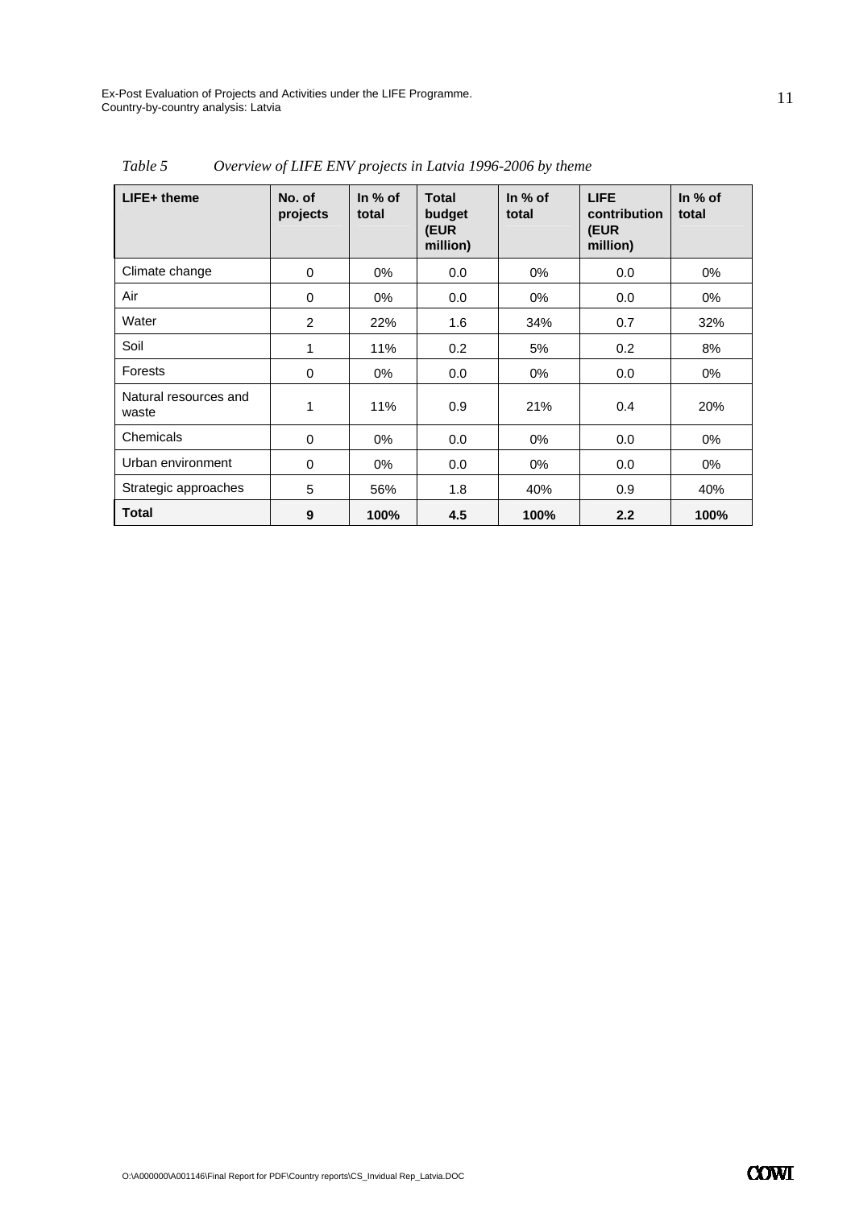*Table 5 Overview of LIFE ENV projects in Latvia 1996-2006 by theme*

| LIFE+ theme | No. of projects | In % of total | Total budget (EUR million) | In % of total | LIFE contribution (EUR million) | In % of total |
|---|---|---|---|---|---|---|
| Climate change | 0 | 0% | 0.0 | 0% | 0.0 | 0% |
| Air | 0 | 0% | 0.0 | 0% | 0.0 | 0% |
| Water | 2 | 22% | 1.6 | 34% | 0.7 | 32% |
| Soil | 1 | 11% | 0.2 | 5% | 0.2 | 8% |
| Forests | 0 | 0% | 0.0 | 0% | 0.0 | 0% |
| Natural resources and waste | 1 | 11% | 0.9 | 21% | 0.4 | 20% |
| Chemicals | 0 | 0% | 0.0 | 0% | 0.0 | 0% |
| Urban environment | 0 | 0% | 0.0 | 0% | 0.0 | 0% |
| Strategic approaches | 5 | 56% | 1.8 | 40% | 0.9 | 40% |
| **Total** | **9** | **100%** | **4.5** | **100%** | **2.2** | **100%** |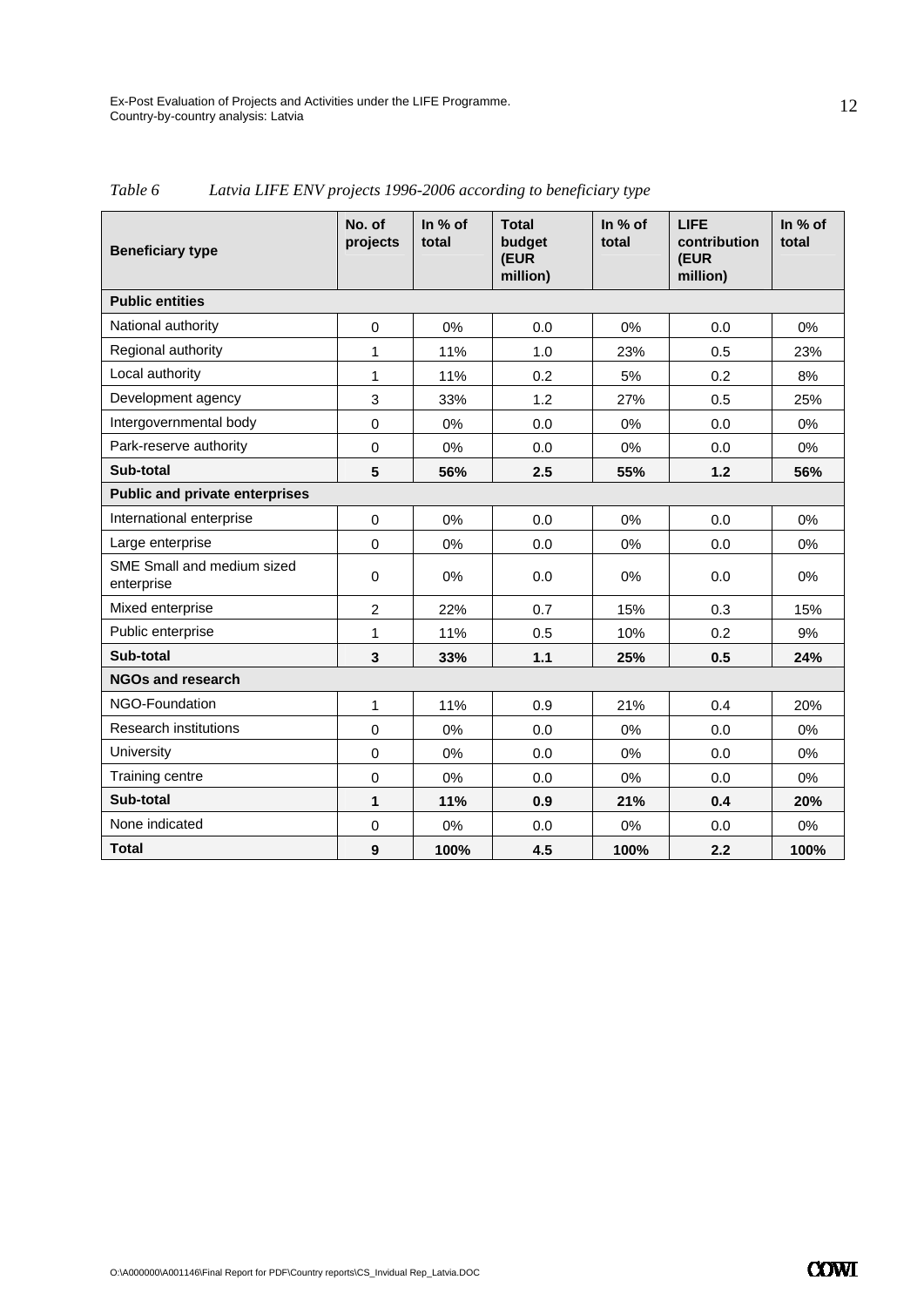*Table 6 Latvia LIFE ENV projects 1996-2006 according to beneficiary type*

| Beneficiary type | No. of projects | In % of total | Total budget (EUR million) | In % of total | LIFE contribution (EUR million) | In % of total |
|---|---|---|---|---|---|---|
| **Public entities** | | | | | | |
| National authority | 0 | 0% | 0.0 | 0% | 0.0 | 0% |
| Regional authority | 1 | 11% | 1.0 | 23% | 0.5 | 23% |
| Local authority | 1 | 11% | 0.2 | 5% | 0.2 | 8% |
| Development agency | 3 | 33% | 1.2 | 27% | 0.5 | 25% |
| Intergovernmental body | 0 | 0% | 0.0 | 0% | 0.0 | 0% |
| Park-reserve authority | 0 | 0% | 0.0 | 0% | 0.0 | 0% |
| **Sub-total** | **5** | **56%** | **2.5** | **55%** | **1.2** | **56%** |
| **Public and private enterprises** | | | | | | |
| International enterprise | 0 | 0% | 0.0 | 0% | 0.0 | 0% |
| Large enterprise | 0 | 0% | 0.0 | 0% | 0.0 | 0% |
| SME Small and medium sized enterprise | 0 | 0% | 0.0 | 0% | 0.0 | 0% |
| Mixed enterprise | 2 | 22% | 0.7 | 15% | 0.3 | 15% |
| Public enterprise | 1 | 11% | 0.5 | 10% | 0.2 | 9% |
| **Sub-total** | **3** | **33%** | **1.1** | **25%** | **0.5** | **24%** |
| **NGOs and research** | | | | | | |
| NGO-Foundation | 1 | 11% | 0.9 | 21% | 0.4 | 20% |
| Research institutions | 0 | 0% | 0.0 | 0% | 0.0 | 0% |
| University | 0 | 0% | 0.0 | 0% | 0.0 | 0% |
| Training centre | 0 | 0% | 0.0 | 0% | 0.0 | 0% |
| **Sub-total** | **1** | **11%** | **0.9** | **21%** | **0.4** | **20%** |
| None indicated | 0 | 0% | 0.0 | 0% | 0.0 | 0% |
| **Total** | **9** | **100%** | **4.5** | **100%** | **2.2** | **100%** |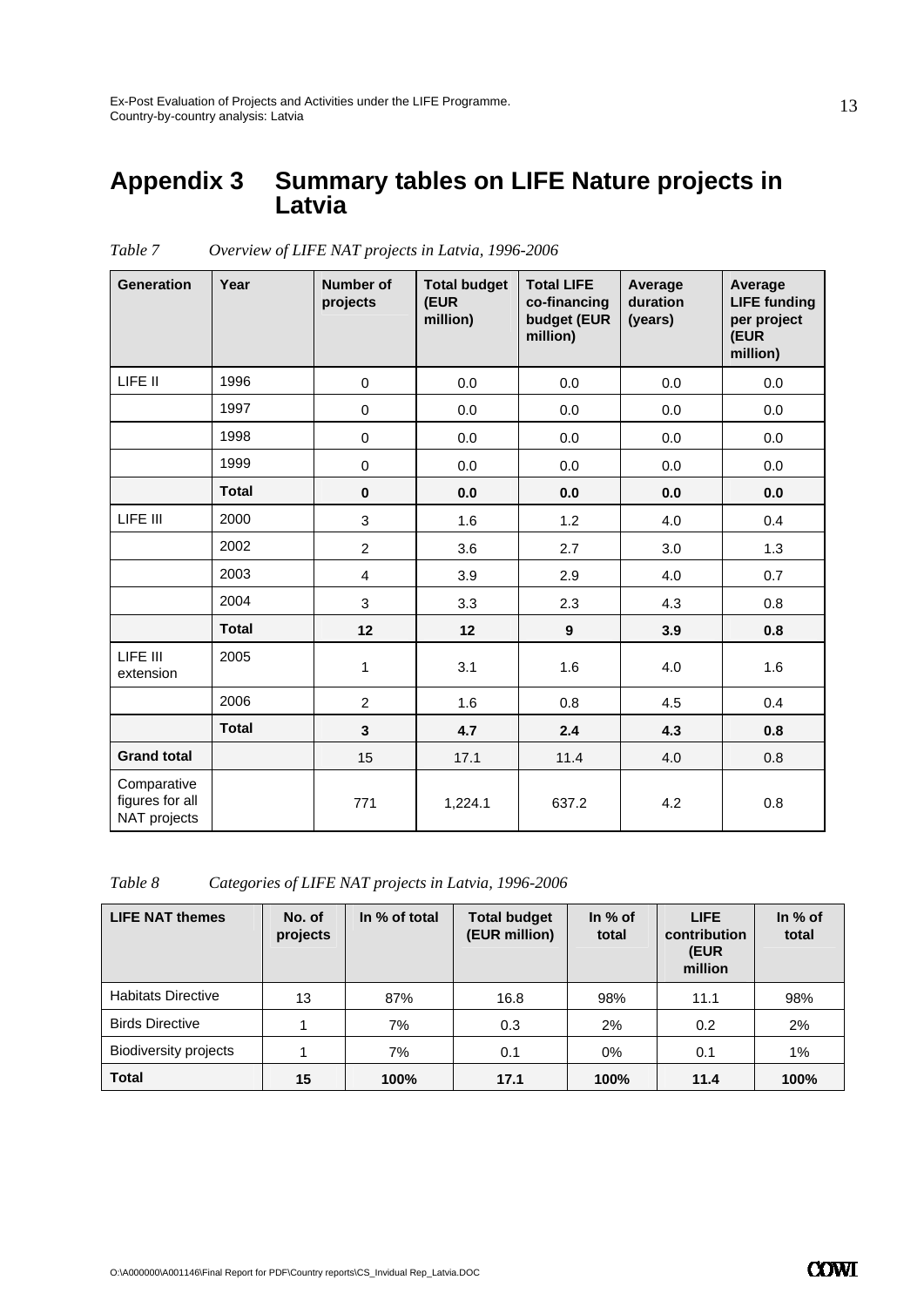# Appendix 3 Summary tables on LIFE Nature projects in Latvia

*Table 7 Overview of LIFE NAT projects in Latvia, 1996-2006*

| Generation | Year | Number of projects | Total budget (EUR million) | Total LIFE co-financing budget (EUR million) | Average duration (years) | Average LIFE funding per project (EUR million) |
|---|---|---|---|---|---|---|
| LIFE II | 1996 | 0 | 0.0 | 0.0 | 0.0 | 0.0 |
| | 1997 | 0 | 0.0 | 0.0 | 0.0 | 0.0 |
| | 1998 | 0 | 0.0 | 0.0 | 0.0 | 0.0 |
| | 1999 | 0 | 0.0 | 0.0 | 0.0 | 0.0 |
| | **Total** | **0** | **0.0** | **0.0** | **0.0** | **0.0** |
| LIFE III | 2000 | 3 | 1.6 | 1.2 | 4.0 | 0.4 |
| | 2002 | 2 | 3.6 | 2.7 | 3.0 | 1.3 |
| | 2003 | 4 | 3.9 | 2.9 | 4.0 | 0.7 |
| | 2004 | 3 | 3.3 | 2.3 | 4.3 | 0.8 |
| | **Total** | **12** | **12** | **9** | **3.9** | **0.8** |
| LIFE III extension | 2005 | 1 | 3.1 | 1.6 | 4.0 | 1.6 |
| | 2006 | 2 | 1.6 | 0.8 | 4.5 | 0.4 |
| | **Total** | **3** | **4.7** | **2.4** | **4.3** | **0.8** |
| **Grand total** | | 15 | 17.1 | 11.4 | 4.0 | 0.8 |
| Comparative figures for all NAT projects | | 771 | 1,224.1 | 637.2 | 4.2 | 0.8 |

*Table 8 Categories of LIFE NAT projects in Latvia, 1996-2006*

| LIFE NAT themes | No. of projects | In % of total | Total budget (EUR million) | In % of total | LIFE contribution (EUR million | In % of total |
|---|---|---|---|---|---|---|
| Habitats Directive | 13 | 87% | 16.8 | 98% | 11.1 | 98% |
| Birds Directive | 1 | 7% | 0.3 | 2% | 0.2 | 2% |
| Biodiversity projects | 1 | 7% | 0.1 | 0% | 0.1 | 1% |
| **Total** | **15** | **100%** | **17.1** | **100%** | **11.4** | **100%** |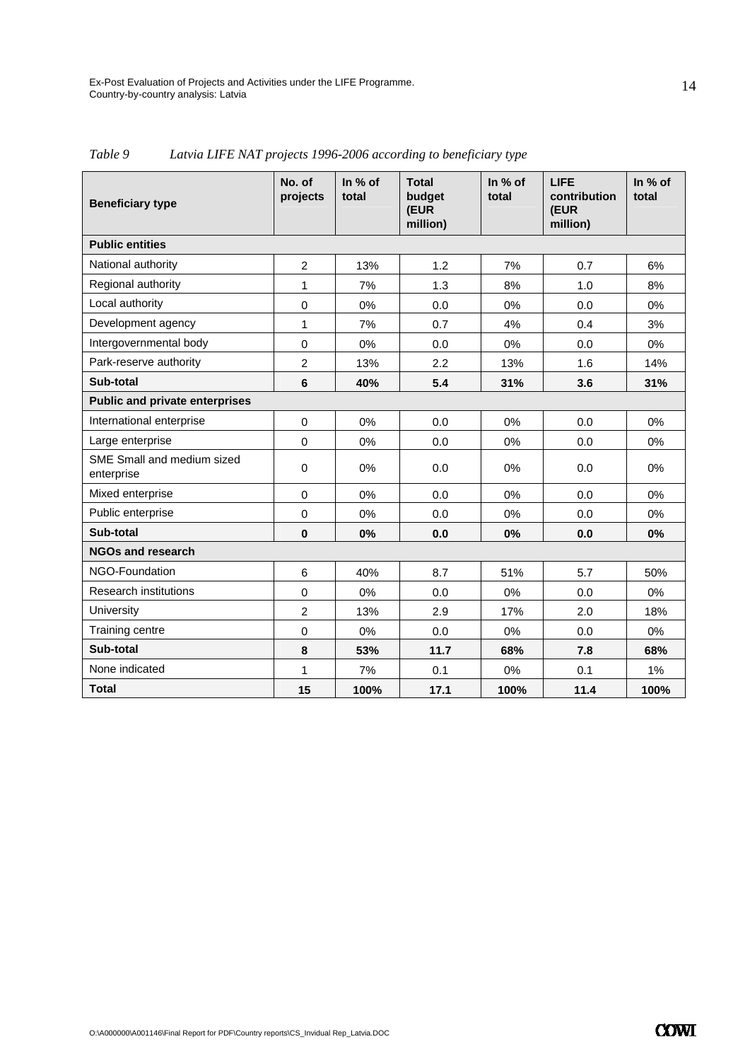*Table 9 Latvia LIFE NAT projects 1996-2006 according to beneficiary type*

| Beneficiary type | No. of projects | In % of total | Total budget (EUR million) | In % of total | LIFE contribution (EUR million) | In % of total |
|---|---|---|---|---|---|---|
| **Public entities** | | | | | | |
| National authority | 2 | 13% | 1.2 | 7% | 0.7 | 6% |
| Regional authority | 1 | 7% | 1.3 | 8% | 1.0 | 8% |
| Local authority | 0 | 0% | 0.0 | 0% | 0.0 | 0% |
| Development agency | 1 | 7% | 0.7 | 4% | 0.4 | 3% |
| Intergovernmental body | 0 | 0% | 0.0 | 0% | 0.0 | 0% |
| Park-reserve authority | 2 | 13% | 2.2 | 13% | 1.6 | 14% |
| **Sub-total** | **6** | **40%** | **5.4** | **31%** | **3.6** | **31%** |
| **Public and private enterprises** | | | | | | |
| International enterprise | 0 | 0% | 0.0 | 0% | 0.0 | 0% |
| Large enterprise | 0 | 0% | 0.0 | 0% | 0.0 | 0% |
| SME Small and medium sized enterprise | 0 | 0% | 0.0 | 0% | 0.0 | 0% |
| Mixed enterprise | 0 | 0% | 0.0 | 0% | 0.0 | 0% |
| Public enterprise | 0 | 0% | 0.0 | 0% | 0.0 | 0% |
| **Sub-total** | **0** | **0%** | **0.0** | **0%** | **0.0** | **0%** |
| **NGOs and research** | | | | | | |
| NGO-Foundation | 6 | 40% | 8.7 | 51% | 5.7 | 50% |
| Research institutions | 0 | 0% | 0.0 | 0% | 0.0 | 0% |
| University | 2 | 13% | 2.9 | 17% | 2.0 | 18% |
| Training centre | 0 | 0% | 0.0 | 0% | 0.0 | 0% |
| **Sub-total** | **8** | **53%** | **11.7** | **68%** | **7.8** | **68%** |
| None indicated | 1 | 7% | 0.1 | 0% | 0.1 | 1% |
| **Total** | **15** | **100%** | **17.1** | **100%** | **11.4** | **100%** |